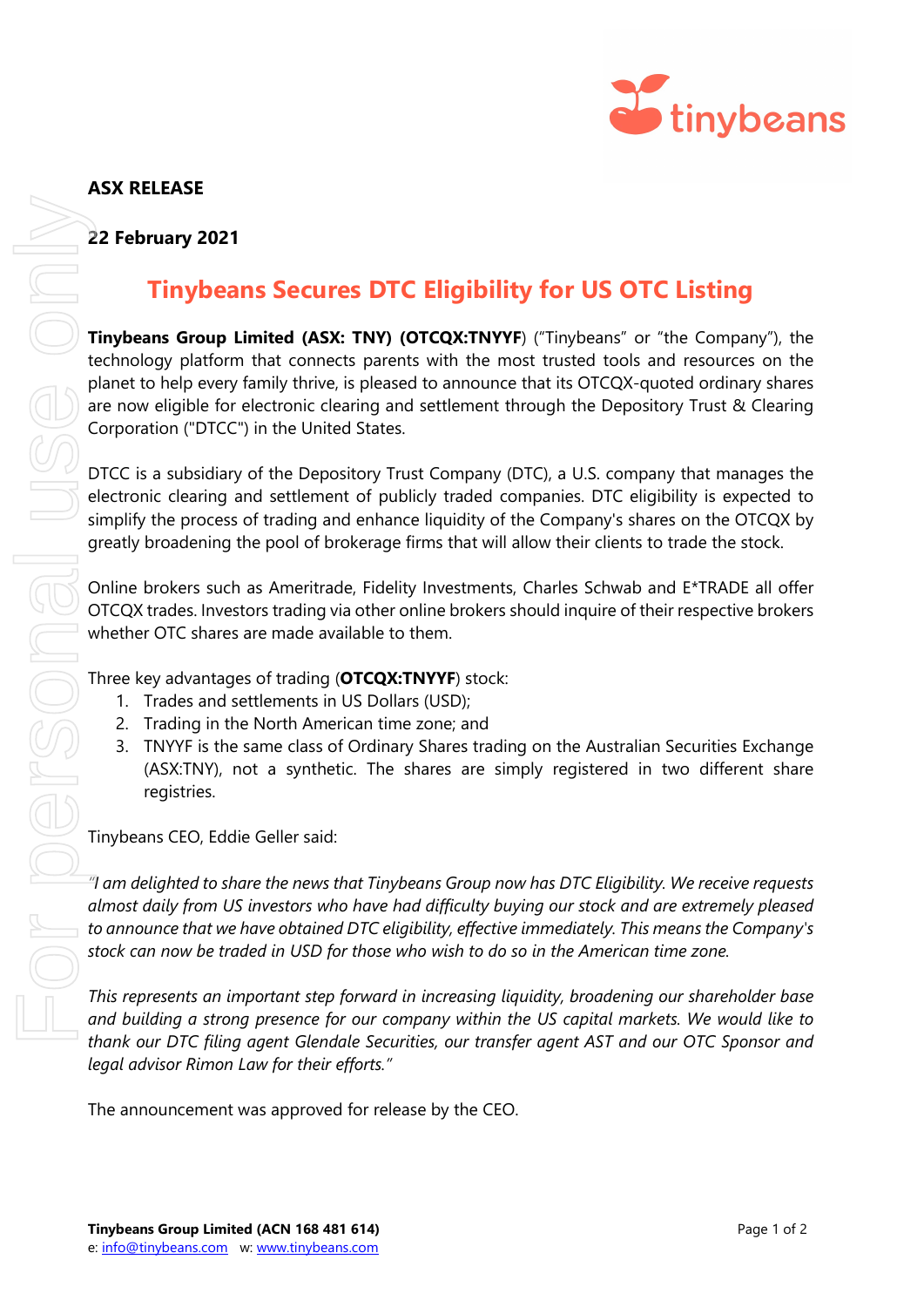**ASX RELEASE**

**22 February 2021**

# Tinybeans Secures DTC Eligibility for US OTC Listing

**Tinybeans Group Limited (ASX: TNY) (OTCQX:TNYYF**) ("Tinybeans" or "the Company"), the technology platform that connects parents with the most trusted tools and resources on the planet to help every family thrive, is pleased to announce that its OTCQX-quoted ordinary shares are now eligible for electronic clearing and settlement through the Depository Trust & Clearing Corporation ("DTCC") in the United States.

DTCC is a subsidiary of the Depository Trust Company (DTC), a U.S. company that manages the electronic clearing and settlement of publicly traded companies. DTC eligibility is expected to simplify the process of trading and enhance liquidity of the Company's shares on the OTCQX by greatly broadening the pool of brokerage firms that will allow their clients to trade the stock.

Online brokers such as Ameritrade, Fidelity Investments, Charles Schwab and E*TRADE all offer OTCQX trades. Investors trading via other online brokers should inquire of their respective brokers whether OTC shares are made available to them.

Three key advantages of trading (**OTCQX:TNYYF**) stock:

1. Trades and settlements in US Dollars (USD);
2. Trading in the North American time zone; and
3. TNYYF is the same class of Ordinary Shares trading on the Australian Securities Exchange (ASX:TNY), not a synthetic. The shares are simply registered in two different share registries.

Tinybeans CEO, Eddie Geller said:

*"I am delighted to share the news that Tinybeans Group now has DTC Eligibility. We receive requests almost daily from US investors who have had difficulty buying our stock and are extremely pleased to announce that we have obtained DTC eligibility, effective immediately. This means the Company's stock can now be traded in USD for those who wish to do so in the American time zone.*

*This represents an important step forward in increasing liquidity, broadening our shareholder base and building a strong presence for our company within the US capital markets. We would like to thank our DTC filing agent Glendale Securities, our transfer agent AST and our OTC Sponsor and legal advisor Rimon Law for their efforts."*

The announcement was approved for release by the CEO.

**Tinybeans Group Limited (ACN 168 481 614)**
e: info@tinybeans.com w: www.tinybeans.com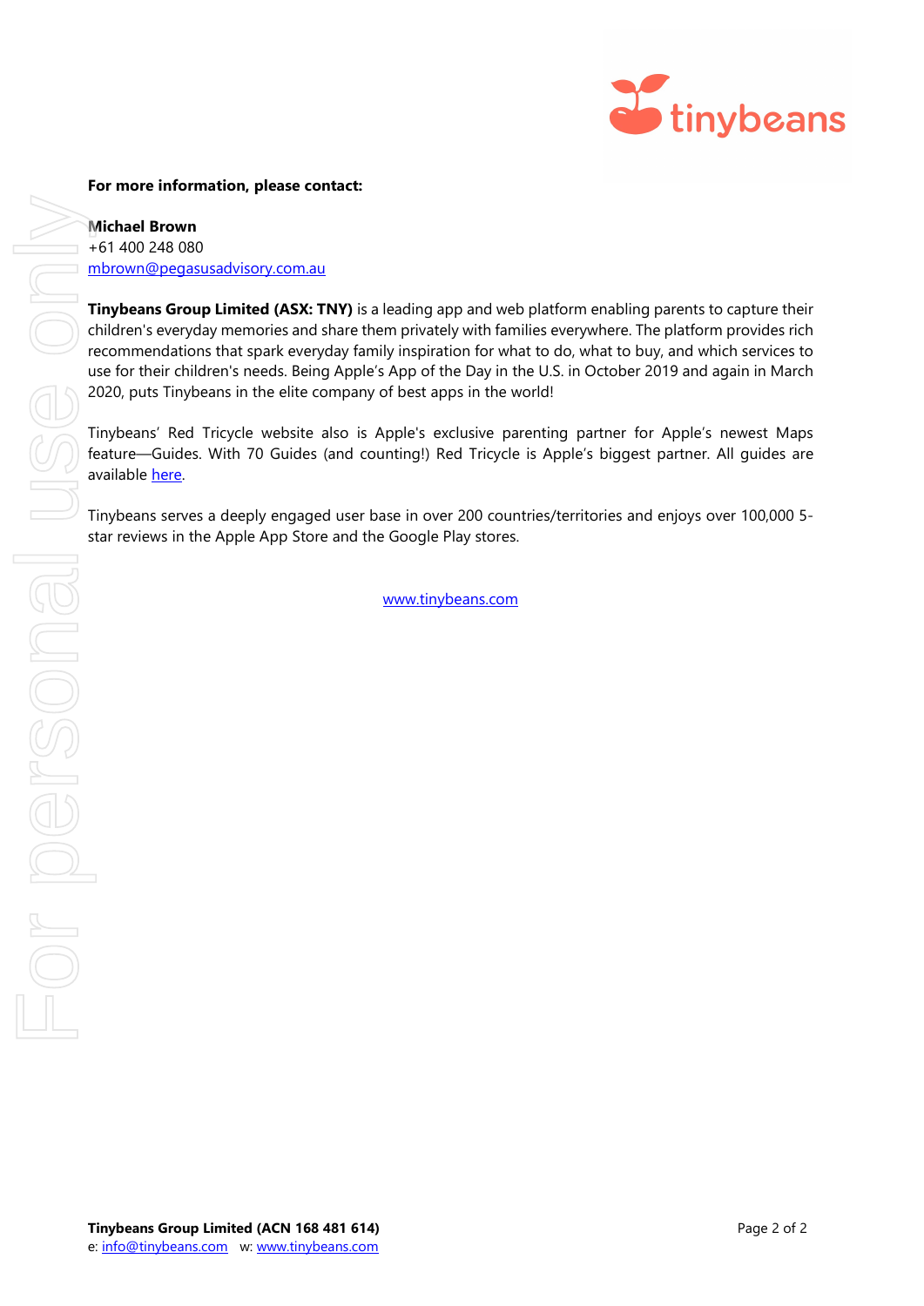**For more information, please contact:**

**Michael Brown**
+61 400 248 080
mbrown@pegasusadvisory.com.au

**Tinybeans Group Limited (ASX: TNY)** is a leading app and web platform enabling parents to capture their children's everyday memories and share them privately with families everywhere. The platform provides rich recommendations that spark everyday family inspiration for what to do, what to buy, and which services to use for their children's needs. Being Apple's App of the Day in the U.S. in October 2019 and again in March 2020, puts Tinybeans in the elite company of best apps in the world!

Tinybeans' Red Tricycle website also is Apple's exclusive parenting partner for Apple's newest Maps feature—Guides. With 70 Guides (and counting!) Red Tricycle is Apple's biggest partner. All guides are available here.

Tinybeans serves a deeply engaged user base in over 200 countries/territories and enjoys over 100,000 5-star reviews in the Apple App Store and the Google Play stores.

www.tinybeans.com

**Tinybeans Group Limited (ACN 168 481 614)**
e: info@tinybeans.com w: www.tinybeans.com